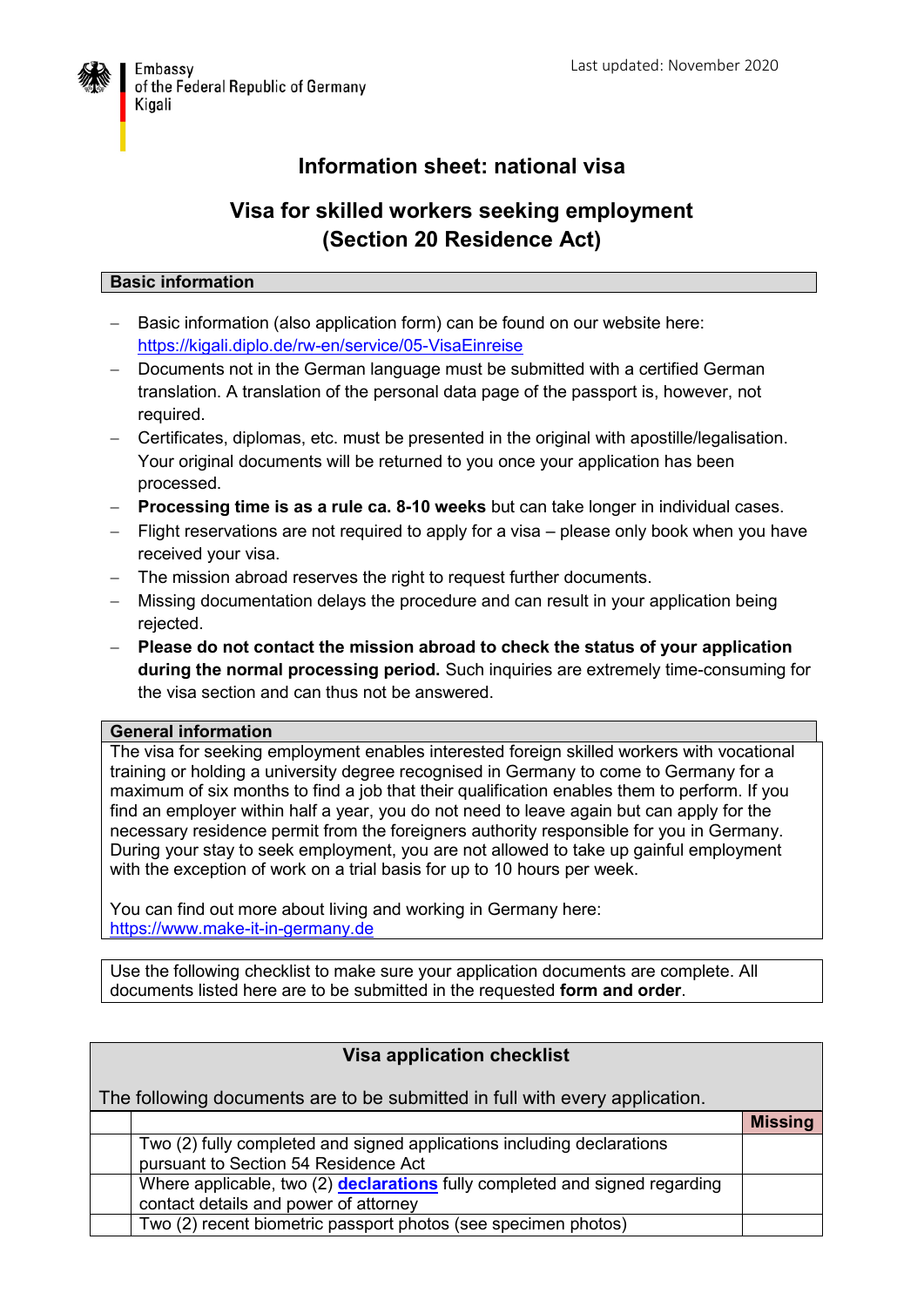Embassy
of the Federal Republic of Germany
Kigali

Last updated: November 2020

# Information sheet: national visa

## Visa for skilled workers seeking employment (Section 20 Residence Act)

**Basic information**

- Basic information (also application form) can be found on our website here: https://kigali.diplo.de/rw-en/service/05-VisaEinreise
- Documents not in the German language must be submitted with a certified German translation. A translation of the personal data page of the passport is, however, not required.
- Certificates, diplomas, etc. must be presented in the original with apostille/legalisation. Your original documents will be returned to you once your application has been processed.
- **Processing time is as a rule ca. 8-10 weeks** but can take longer in individual cases.
- Flight reservations are not required to apply for a visa – please only book when you have received your visa.
- The mission abroad reserves the right to request further documents.
- Missing documentation delays the procedure and can result in your application being rejected.
- **Please do not contact the mission abroad to check the status of your application during the normal processing period.** Such inquiries are extremely time-consuming for the visa section and can thus not be answered.

**General information**

The visa for seeking employment enables interested foreign skilled workers with vocational training or holding a university degree recognised in Germany to come to Germany for a maximum of six months to find a job that their qualification enables them to perform. If you find an employer within half a year, you do not need to leave again but can apply for the necessary residence permit from the foreigners authority responsible for you in Germany. During your stay to seek employment, you are not allowed to take up gainful employment with the exception of work on a trial basis for up to 10 hours per week.

You can find out more about living and working in Germany here: https://www.make-it-in-germany.de

Use the following checklist to make sure your application documents are complete. All documents listed here are to be submitted in the requested **form and order**.

**Visa application checklist**

The following documents are to be submitted in full with every application.

| | | **Missing** |
|---|---|---|
| | Two (2) fully completed and signed applications including declarations pursuant to Section 54 Residence Act | |
| | Where applicable, two (2) **declarations** fully completed and signed regarding contact details and power of attorney | |
| | Two (2) recent biometric passport photos (see specimen photos) | |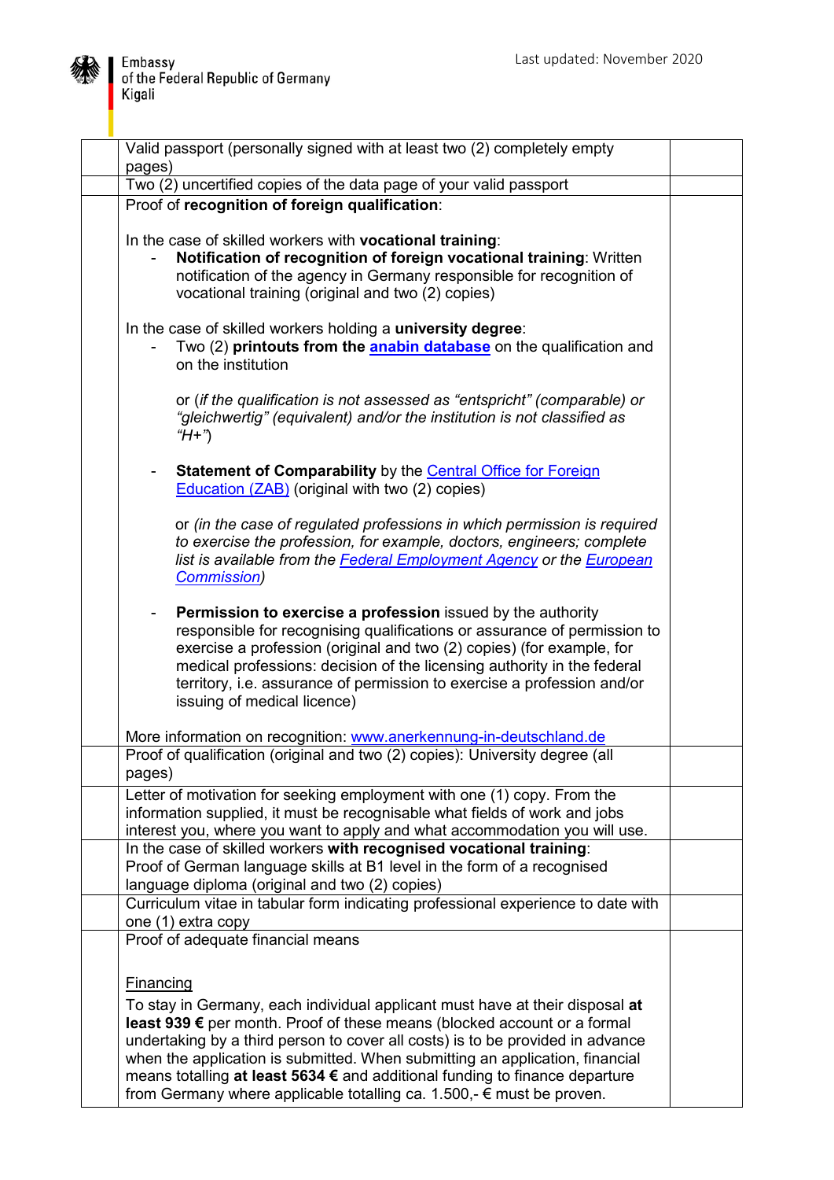| | | |
|---|---|---|
| | Valid passport (personally signed with at least two (2) completely empty pages) | |
| | Two (2) uncertified copies of the data page of your valid passport | |
| | Proof of **recognition of foreign qualification**:<br><br>In the case of skilled workers with **vocational training**:<br>- **Notification of recognition of foreign vocational training**: Written notification of the agency in Germany responsible for recognition of vocational training (original and two (2) copies)<br><br>In the case of skilled workers holding a **university degree**:<br>- Two (2) **printouts from the anabin database** on the qualification and on the institution<br><br>or (*if the qualification is not assessed as "entspricht" (comparable) or "gleichwertig" (equivalent) and/or the institution is not classified as "H+"*)<br><br>- **Statement of Comparability** by the Central Office for Foreign Education (ZAB) (original with two (2) copies)<br><br>or *(in the case of regulated professions in which permission is required to exercise the profession, for example, doctors, engineers; complete list is available from the Federal Employment Agency or the European Commission)*<br><br>- **Permission to exercise a profession** issued by the authority responsible for recognising qualifications or assurance of permission to exercise a profession (original and two (2) copies) (for example, for medical professions: decision of the licensing authority in the federal territory, i.e. assurance of permission to exercise a profession and/or issuing of medical licence)<br><br>More information on recognition: www.anerkennung-in-deutschland.de | |
| | Proof of qualification (original and two (2) copies): University degree (all pages) | |
| | Letter of motivation for seeking employment with one (1) copy. From the information supplied, it must be recognisable what fields of work and jobs interest you, where you want to apply and what accommodation you will use. | |
| | In the case of skilled workers **with recognised vocational training**: Proof of German language skills at B1 level in the form of a recognised language diploma (original and two (2) copies) | |
| | Curriculum vitae in tabular form indicating professional experience to date with one (1) extra copy | |
| | Proof of adequate financial means<br><br>Financing<br>To stay in Germany, each individual applicant must have at their disposal **at least 939 €** per month. Proof of these means (blocked account or a formal undertaking by a third person to cover all costs) is to be provided in advance when the application is submitted. When submitting an application, financial means totalling **at least 5634 €** and additional funding to finance departure from Germany where applicable totalling ca. 1.500,- € must be proven. | |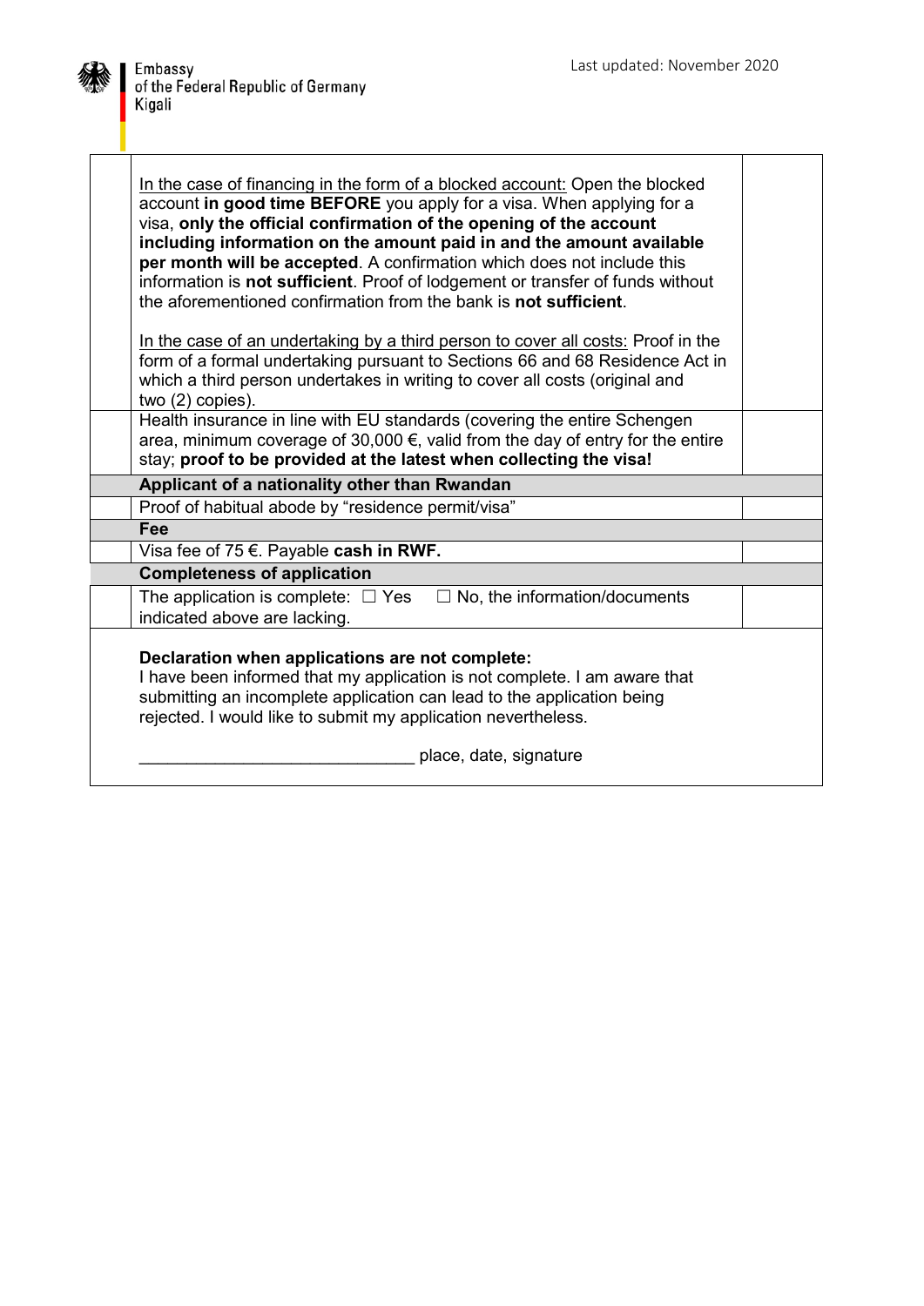| | | |
|---|---|---|
| | <u>In the case of financing in the form of a blocked account:</u> Open the blocked account **in good time BEFORE** you apply for a visa. When applying for a visa, **only the official confirmation of the opening of the account including information on the amount paid in and the amount available per month will be accepted**. A confirmation which does not include this information is **not sufficient**. Proof of lodgement or transfer of funds without the aforementioned confirmation from the bank is **not sufficient**.<br><br><u>In the case of an undertaking by a third person to cover all costs:</u> Proof in the form of a formal undertaking pursuant to Sections 66 and 68 Residence Act in which a third person undertakes in writing to cover all costs (original and two (2) copies). | |
| | Health insurance in line with EU standards (covering the entire Schengen area, minimum coverage of 30,000 €, valid from the day of entry for the entire stay; **proof to be provided at the latest when collecting the visa!** | |
| | **Applicant of a nationality other than Rwandan** | |
| | Proof of habitual abode by "residence permit/visa" | |
| | **Fee** | |
| | Visa fee of 75 €. Payable **cash in RWF.** | |
| | **Completeness of application** | |
| | The application is complete: ☐ Yes ☐ No, the information/documents indicated above are lacking. | |
| | **Declaration when applications are not complete:**<br>I have been informed that my application is not complete. I am aware that submitting an incomplete application can lead to the application being rejected. I would like to submit my application nevertheless.<br><br>_____________________________ place, date, signature | |